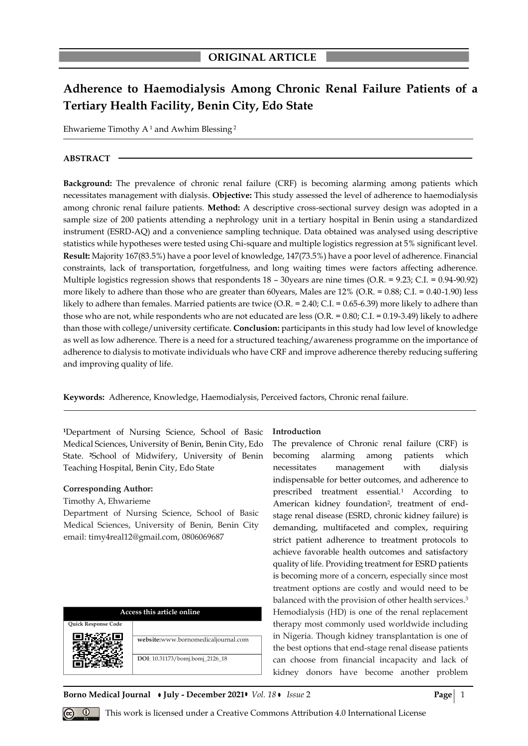ORIGINAL ARTICLE

# Adherence to Haemodialysis Among Chronic Renal Failure Patients of a Tertiary Health Facility, Benin City, Edo State

Ehwarieme Timothy A [1] and Awhim Blessing [2]

## ABSTRACT

**Background:** The prevalence of chronic renal failure (CRF) is becoming alarming among patients which necessitates management with dialysis. **Objective:** This study assessed the level of adherence to haemodialysis among chronic renal failure patients. **Method:** A descriptive cross-sectional survey design was adopted in a sample size of 200 patients attending a nephrology unit in a tertiary hospital in Benin using a standardized instrument (ESRD-AQ) and a convenience sampling technique. Data obtained was analysed using descriptive statistics while hypotheses were tested using Chi-square and multiple logistics regression at 5% significant level. **Result:** Majority 167(83.5%) have a poor level of knowledge, 147(73.5%) have a poor level of adherence. Financial constraints, lack of transportation, forgetfulness, and long waiting times were factors affecting adherence. Multiple logistics regression shows that respondents 18 – 30years are nine times (O.R. = 9.23; C.I. = 0.94-90.92) more likely to adhere than those who are greater than 60years, Males are 12% (O.R. = 0.88; C.I. = 0.40-1.90) less likely to adhere than females. Married patients are twice (O.R. = 2.40; C.I. = 0.65-6.39) more likely to adhere than those who are not, while respondents who are not educated are less (O.R. = 0.80; C.I. = 0.19-3.49) likely to adhere than those with college/university certificate. **Conclusion:** participants in this study had low level of knowledge as well as low adherence. There is a need for a structured teaching/awareness programme on the importance of adherence to dialysis to motivate individuals who have CRF and improve adherence thereby reducing suffering and improving quality of life.

**Keywords:** Adherence, Knowledge, Haemodialysis, Perceived factors, Chronic renal failure.

[1]Department of Nursing Science, School of Basic Medical Sciences, University of Benin, Benin City, Edo State. [2]School of Midwifery, University of Benin Teaching Hospital, Benin City, Edo State

**Corresponding Author:**
Timothy A, Ehwarieme
Department of Nursing Science, School of Basic Medical Sciences, University of Benin, Benin City
email: timy4real12@gmail.com, 0806069687

| Access this article online | |
|---|---|
| Quick Response Code | |
| | **website:** www.bornomedicaljournal.com |
| | **DOI**: 10.31173/bomj.bomj_2126_18 |

## Introduction

The prevalence of Chronic renal failure (CRF) is becoming alarming among patients which necessitates management with dialysis indispensable for better outcomes, and adherence to prescribed treatment essential.[1] According to American kidney foundation[2], treatment of end-stage renal disease (ESRD, chronic kidney failure) is demanding, multifaceted and complex, requiring strict patient adherence to treatment protocols to achieve favorable health outcomes and satisfactory quality of life. Providing treatment for ESRD patients is becoming more of a concern, especially since most treatment options are costly and would need to be balanced with the provision of other health services.[3] Hemodialysis (HD) is one of the renal replacement therapy most commonly used worldwide including in Nigeria. Though kidney transplantation is one of the best options that end-stage renal disease patients can choose from financial incapacity and lack of kidney donors have become another problem

This work is licensed under a Creative Commons Attribution 4.0 International License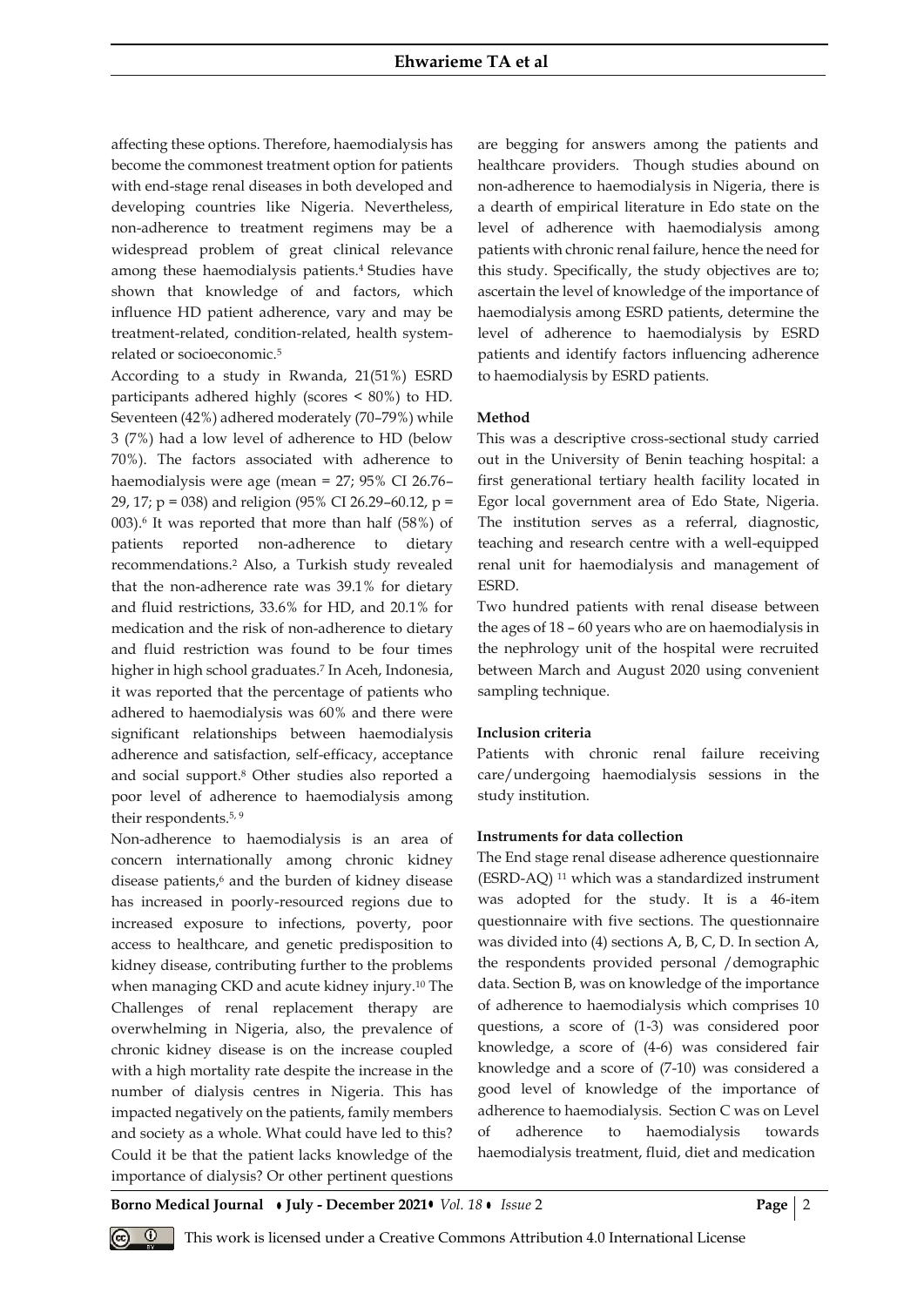affecting these options. Therefore, haemodialysis has become the commonest treatment option for patients with end-stage renal diseases in both developed and developing countries like Nigeria. Nevertheless, non-adherence to treatment regimens may be a widespread problem of great clinical relevance among these haemodialysis patients.[4] Studies have shown that knowledge of and factors, which influence HD patient adherence, vary and may be treatment-related, condition-related, health system-related or socioeconomic.[5]

According to a study in Rwanda, 21(51%) ESRD participants adhered highly (scores < 80%) to HD. Seventeen (42%) adhered moderately (70–79%) while 3 (7%) had a low level of adherence to HD (below 70%). The factors associated with adherence to haemodialysis were age (mean = 27; 95% CI 26.76–29, 17; p = 038) and religion (95% CI 26.29–60.12, p = 003).[6] It was reported that more than half (58%) of patients reported non-adherence to dietary recommendations.[2] Also, a Turkish study revealed that the non-adherence rate was 39.1% for dietary and fluid restrictions, 33.6% for HD, and 20.1% for medication and the risk of non-adherence to dietary and fluid restriction was found to be four times higher in high school graduates.[7] In Aceh, Indonesia, it was reported that the percentage of patients who adhered to haemodialysis was 60% and there were significant relationships between haemodialysis adherence and satisfaction, self-efficacy, acceptance and social support.[8] Other studies also reported a poor level of adherence to haemodialysis among their respondents.[5, 9]

Non-adherence to haemodialysis is an area of concern internationally among chronic kidney disease patients,[6] and the burden of kidney disease has increased in poorly-resourced regions due to increased exposure to infections, poverty, poor access to healthcare, and genetic predisposition to kidney disease, contributing further to the problems when managing CKD and acute kidney injury.[10] The Challenges of renal replacement therapy are overwhelming in Nigeria, also, the prevalence of chronic kidney disease is on the increase coupled with a high mortality rate despite the increase in the number of dialysis centres in Nigeria. This has impacted negatively on the patients, family members and society as a whole. What could have led to this? Could it be that the patient lacks knowledge of the importance of dialysis? Or other pertinent questions are begging for answers among the patients and healthcare providers. Though studies abound on non-adherence to haemodialysis in Nigeria, there is a dearth of empirical literature in Edo state on the level of adherence with haemodialysis among patients with chronic renal failure, hence the need for this study. Specifically, the study objectives are to; ascertain the level of knowledge of the importance of haemodialysis among ESRD patients, determine the level of adherence to haemodialysis by ESRD patients and identify factors influencing adherence to haemodialysis by ESRD patients.

**Method**

This was a descriptive cross-sectional study carried out in the University of Benin teaching hospital: a first generational tertiary health facility located in Egor local government area of Edo State, Nigeria. The institution serves as a referral, diagnostic, teaching and research centre with a well-equipped renal unit for haemodialysis and management of ESRD.

Two hundred patients with renal disease between the ages of 18 – 60 years who are on haemodialysis in the nephrology unit of the hospital were recruited between March and August 2020 using convenient sampling technique.

**Inclusion criteria**

Patients with chronic renal failure receiving care/undergoing haemodialysis sessions in the study institution.

**Instruments for data collection**

The End stage renal disease adherence questionnaire (ESRD-AQ) [11] which was a standardized instrument was adopted for the study. It is a 46-item questionnaire with five sections. The questionnaire was divided into (4) sections A, B, C, D. In section A, the respondents provided personal /demographic data. Section B, was on knowledge of the importance of adherence to haemodialysis which comprises 10 questions, a score of (1-3) was considered poor knowledge, a score of (4-6) was considered fair knowledge and a score of (7-10) was considered a good level of knowledge of the importance of adherence to haemodialysis. Section C was on Level of adherence to haemodialysis towards haemodialysis treatment, fluid, diet and medication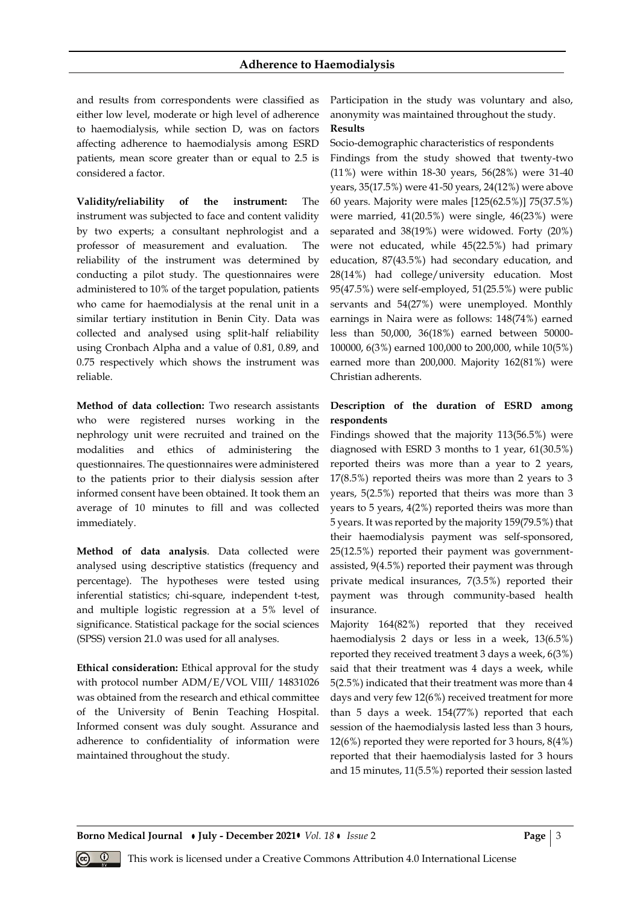and results from correspondents were classified as either low level, moderate or high level of adherence to haemodialysis, while section D, was on factors affecting adherence to haemodialysis among ESRD patients, mean score greater than or equal to 2.5 is considered a factor.

**Validity/reliability of the instrument:** The instrument was subjected to face and content validity by two experts; a consultant nephrologist and a professor of measurement and evaluation. The reliability of the instrument was determined by conducting a pilot study. The questionnaires were administered to 10% of the target population, patients who came for haemodialysis at the renal unit in a similar tertiary institution in Benin City. Data was collected and analysed using split-half reliability using Cronbach Alpha and a value of 0.81, 0.89, and 0.75 respectively which shows the instrument was reliable.

**Method of data collection:** Two research assistants who were registered nurses working in the nephrology unit were recruited and trained on the modalities and ethics of administering the questionnaires. The questionnaires were administered to the patients prior to their dialysis session after informed consent have been obtained. It took them an average of 10 minutes to fill and was collected immediately.

**Method of data analysis**. Data collected were analysed using descriptive statistics (frequency and percentage). The hypotheses were tested using inferential statistics; chi-square, independent t-test, and multiple logistic regression at a 5% level of significance. Statistical package for the social sciences (SPSS) version 21.0 was used for all analyses.

**Ethical consideration:** Ethical approval for the study with protocol number ADM/E/VOL VIII/ 14831026 was obtained from the research and ethical committee of the University of Benin Teaching Hospital. Informed consent was duly sought. Assurance and adherence to confidentiality of information were maintained throughout the study. Participation in the study was voluntary and also, anonymity was maintained throughout the study.

**Results**

Socio-demographic characteristics of respondents

Findings from the study showed that twenty-two (11%) were within 18-30 years, 56(28%) were 31-40 years, 35(17.5%) were 41-50 years, 24(12%) were above 60 years. Majority were males [125(62.5%)] 75(37.5%) were married, 41(20.5%) were single, 46(23%) were separated and 38(19%) were widowed. Forty (20%) were not educated, while 45(22.5%) had primary education, 87(43.5%) had secondary education, and 28(14%) had college/university education. Most 95(47.5%) were self-employed, 51(25.5%) were public servants and 54(27%) were unemployed. Monthly earnings in Naira were as follows: 148(74%) earned less than 50,000, 36(18%) earned between 50000-100000, 6(3%) earned 100,000 to 200,000, while 10(5%) earned more than 200,000. Majority 162(81%) were Christian adherents.

**Description of the duration of ESRD among respondents**

Findings showed that the majority 113(56.5%) were diagnosed with ESRD 3 months to 1 year, 61(30.5%) reported theirs was more than a year to 2 years, 17(8.5%) reported theirs was more than 2 years to 3 years, 5(2.5%) reported that theirs was more than 3 years to 5 years, 4(2%) reported theirs was more than 5 years. It was reported by the majority 159(79.5%) that their haemodialysis payment was self-sponsored, 25(12.5%) reported their payment was government-assisted, 9(4.5%) reported their payment was through private medical insurances, 7(3.5%) reported their payment was through community-based health insurance.

Majority 164(82%) reported that they received haemodialysis 2 days or less in a week, 13(6.5%) reported they received treatment 3 days a week, 6(3%) said that their treatment was 4 days a week, while 5(2.5%) indicated that their treatment was more than 4 days and very few 12(6%) received treatment for more than 5 days a week. 154(77%) reported that each session of the haemodialysis lasted less than 3 hours, 12(6%) reported they were reported for 3 hours, 8(4%) reported that their haemodialysis lasted for 3 hours and 15 minutes, 11(5.5%) reported their session lasted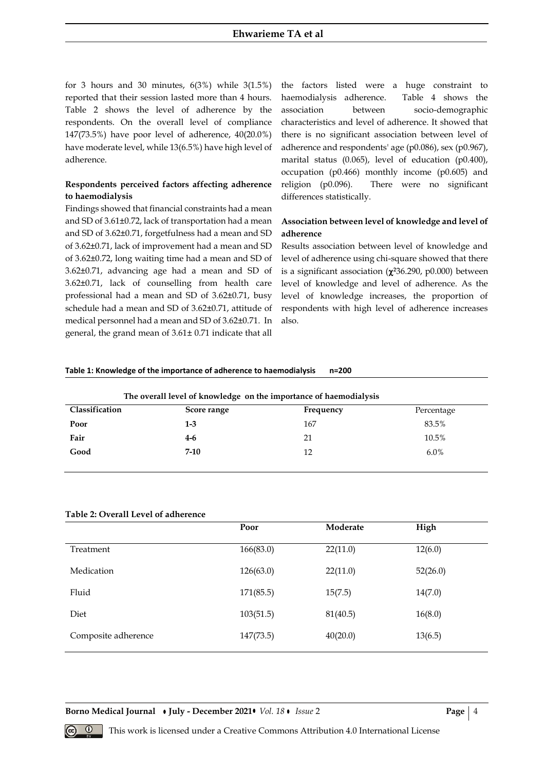for 3 hours and 30 minutes, 6(3%) while 3(1.5%) reported that their session lasted more than 4 hours. Table 2 shows the level of adherence by the respondents. On the overall level of compliance 147(73.5%) have poor level of adherence, 40(20.0%) have moderate level, while 13(6.5%) have high level of adherence.

**Respondents perceived factors affecting adherence to haemodialysis**

Findings showed that financial constraints had a mean and SD of 3.61±0.72, lack of transportation had a mean and SD of 3.62±0.71, forgetfulness had a mean and SD of 3.62±0.71, lack of improvement had a mean and SD of 3.62±0.72, long waiting time had a mean and SD of 3.62±0.71, advancing age had a mean and SD of 3.62±0.71, lack of counselling from health care professional had a mean and SD of 3.62±0.71, busy schedule had a mean and SD of 3.62±0.71, attitude of medical personnel had a mean and SD of 3.62±0.71. In general, the grand mean of 3.61± 0.71 indicate that all the factors listed were a huge constraint to haemodialysis adherence. Table 4 shows the association between socio-demographic characteristics and level of adherence. It showed that there is no significant association between level of adherence and respondents' age (p0.086), sex (p0.967), marital status (0.065), level of education (p0.400), occupation (p0.466) monthly income (p0.605) and religion (p0.096). There were no significant differences statistically.

**Association between level of knowledge and level of adherence**

Results association between level of knowledge and level of adherence using chi-square showed that there is a significant association ($\chi^2$36.290, p0.000) between level of knowledge and level of adherence. As the level of knowledge increases, the proportion of respondents with high level of adherence increases also.

**Table 1: Knowledge of the importance of adherence to haemodialysis n=200**

| The overall level of knowledge on the importance of haemodialysis | | | |
|---|---|---|---|
| **Classification** | **Score range** | **Frequency** | Percentage |
| **Poor** | **1-3** | 167 | 83.5% |
| **Fair** | **4-6** | 21 | 10.5% |
| **Good** | **7-10** | 12 | 6.0% |

**Table 2: Overall Level of adherence**

| | Poor | Moderate | High |
|---|---|---|---|
| Treatment | 166(83.0) | 22(11.0) | 12(6.0) |
| Medication | 126(63.0) | 22(11.0) | 52(26.0) |
| Fluid | 171(85.5) | 15(7.5) | 14(7.0) |
| Diet | 103(51.5) | 81(40.5) | 16(8.0) |
| Composite adherence | 147(73.5) | 40(20.0) | 13(6.5) |

This work is licensed under a Creative Commons Attribution 4.0 International License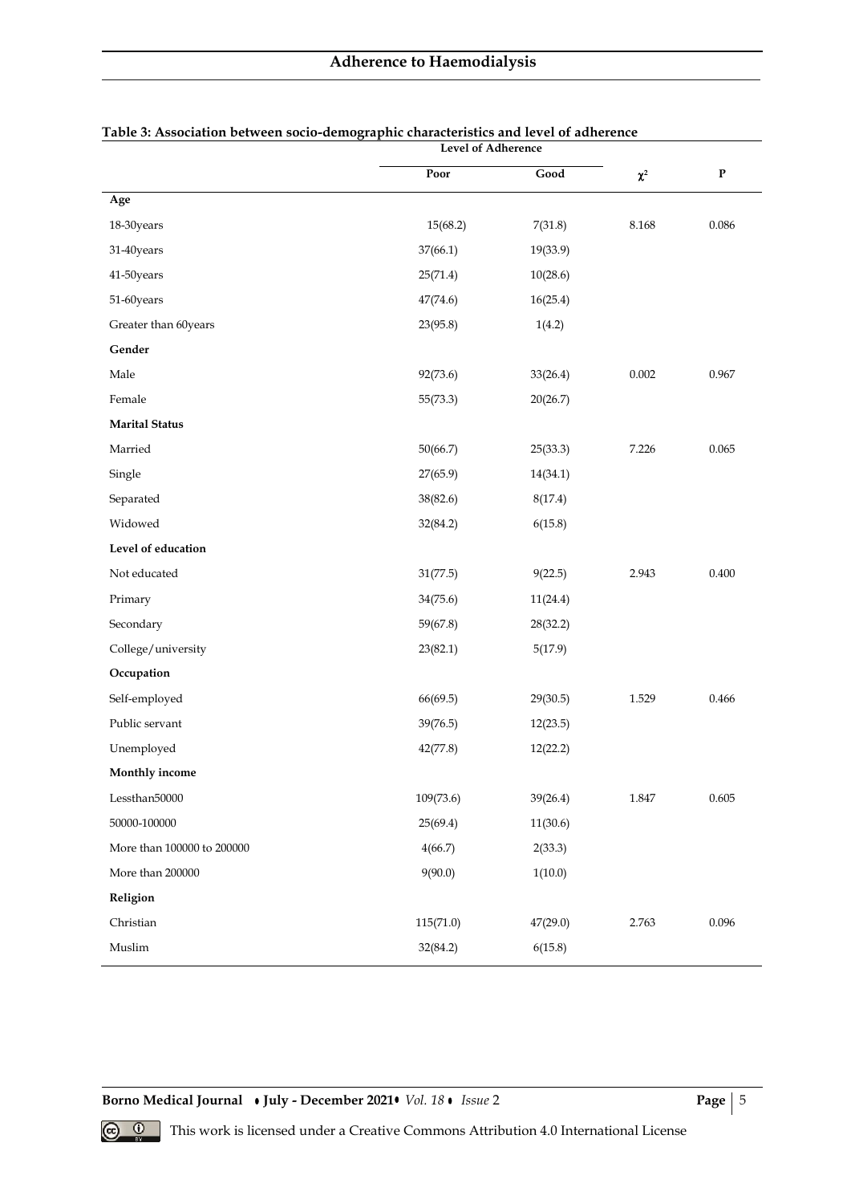**Table 3: Association between socio-demographic characteristics and level of adherence**

| | Level of Adherence | | | |
|---|---|---|---|---|
| | Poor | Good | $\chi^2$ | P |
| **Age** | | | | |
| 18-30years | 15(68.2) | 7(31.8) | 8.168 | 0.086 |
| 31-40years | 37(66.1) | 19(33.9) | | |
| 41-50years | 25(71.4) | 10(28.6) | | |
| 51-60years | 47(74.6) | 16(25.4) | | |
| Greater than 60years | 23(95.8) | 1(4.2) | | |
| **Gender** | | | | |
| Male | 92(73.6) | 33(26.4) | 0.002 | 0.967 |
| Female | 55(73.3) | 20(26.7) | | |
| **Marital Status** | | | | |
| Married | 50(66.7) | 25(33.3) | 7.226 | 0.065 |
| Single | 27(65.9) | 14(34.1) | | |
| Separated | 38(82.6) | 8(17.4) | | |
| Widowed | 32(84.2) | 6(15.8) | | |
| **Level of education** | | | | |
| Not educated | 31(77.5) | 9(22.5) | 2.943 | 0.400 |
| Primary | 34(75.6) | 11(24.4) | | |
| Secondary | 59(67.8) | 28(32.2) | | |
| College/university | 23(82.1) | 5(17.9) | | |
| **Occupation** | | | | |
| Self-employed | 66(69.5) | 29(30.5) | 1.529 | 0.466 |
| Public servant | 39(76.5) | 12(23.5) | | |
| Unemployed | 42(77.8) | 12(22.2) | | |
| **Monthly income** | | | | |
| Lessthan50000 | 109(73.6) | 39(26.4) | 1.847 | 0.605 |
| 50000-100000 | 25(69.4) | 11(30.6) | | |
| More than 100000 to 200000 | 4(66.7) | 2(33.3) | | |
| More than 200000 | 9(90.0) | 1(10.0) | | |
| **Religion** | | | | |
| Christian | 115(71.0) | 47(29.0) | 2.763 | 0.096 |
| Muslim | 32(84.2) | 6(15.8) | | |

This work is licensed under a Creative Commons Attribution 4.0 International License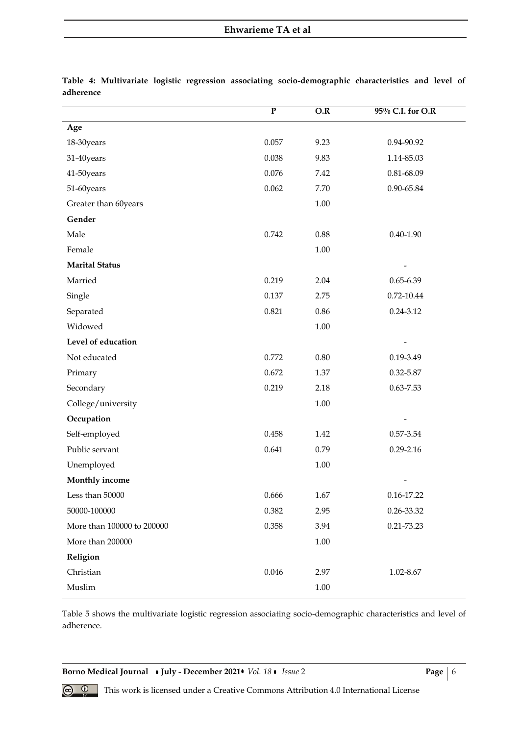**Table 4: Multivariate logistic regression associating socio-demographic characteristics and level of adherence**

| | P | O.R | 95% C.I. for O.R |
|---|---|---|---|
| **Age** | | | |
| 18-30years | 0.057 | 9.23 | 0.94-90.92 |
| 31-40years | 0.038 | 9.83 | 1.14-85.03 |
| 41-50years | 0.076 | 7.42 | 0.81-68.09 |
| 51-60years | 0.062 | 7.70 | 0.90-65.84 |
| Greater than 60years | | 1.00 | |
| **Gender** | | | |
| Male | 0.742 | 0.88 | 0.40-1.90 |
| Female | | 1.00 | |
| **Marital Status** | | | - |
| Married | 0.219 | 2.04 | 0.65-6.39 |
| Single | 0.137 | 2.75 | 0.72-10.44 |
| Separated | 0.821 | 0.86 | 0.24-3.12 |
| Widowed | | 1.00 | |
| **Level of education** | | | - |
| Not educated | 0.772 | 0.80 | 0.19-3.49 |
| Primary | 0.672 | 1.37 | 0.32-5.87 |
| Secondary | 0.219 | 2.18 | 0.63-7.53 |
| College/university | | 1.00 | |
| **Occupation** | | | - |
| Self-employed | 0.458 | 1.42 | 0.57-3.54 |
| Public servant | 0.641 | 0.79 | 0.29-2.16 |
| Unemployed | | 1.00 | |
| **Monthly income** | | | - |
| Less than 50000 | 0.666 | 1.67 | 0.16-17.22 |
| 50000-100000 | 0.382 | 2.95 | 0.26-33.32 |
| More than 100000 to 200000 | 0.358 | 3.94 | 0.21-73.23 |
| More than 200000 | | 1.00 | |
| **Religion** | | | |
| Christian | 0.046 | 2.97 | 1.02-8.67 |
| Muslim | | 1.00 | |

Table 5 shows the multivariate logistic regression associating socio-demographic characteristics and level of adherence.

This work is licensed under a Creative Commons Attribution 4.0 International License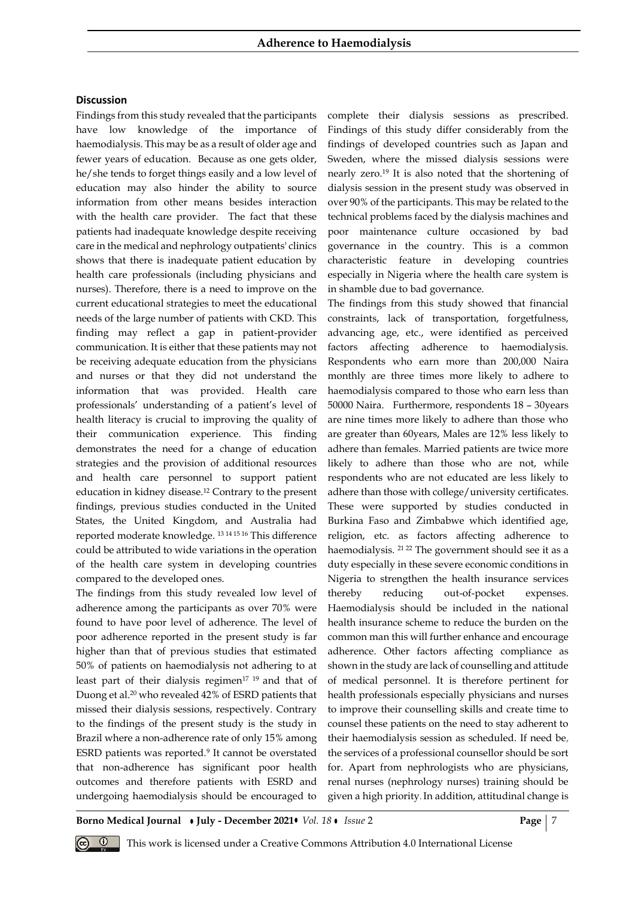## Discussion

Findings from this study revealed that the participants have low knowledge of the importance of haemodialysis. This may be as a result of older age and fewer years of education. Because as one gets older, he/she tends to forget things easily and a low level of education may also hinder the ability to source information from other means besides interaction with the health care provider. The fact that these patients had inadequate knowledge despite receiving care in the medical and nephrology outpatients' clinics shows that there is inadequate patient education by health care professionals (including physicians and nurses). Therefore, there is a need to improve on the current educational strategies to meet the educational needs of the large number of patients with CKD. This finding may reflect a gap in patient-provider communication. It is either that these patients may not be receiving adequate education from the physicians and nurses or that they did not understand the information that was provided. Health care professionals' understanding of a patient's level of health literacy is crucial to improving the quality of their communication experience. This finding demonstrates the need for a change of education strategies and the provision of additional resources and health care personnel to support patient education in kidney disease.[12] Contrary to the present findings, previous studies conducted in the United States, the United Kingdom, and Australia had reported moderate knowledge. [13 14 15 16] This difference could be attributed to wide variations in the operation of the health care system in developing countries compared to the developed ones.

The findings from this study revealed low level of adherence among the participants as over 70% were found to have poor level of adherence. The level of poor adherence reported in the present study is far higher than that of previous studies that estimated 50% of patients on haemodialysis not adhering to at least part of their dialysis regimen[17 19] and that of Duong et al.[20] who revealed 42% of ESRD patients that missed their dialysis sessions, respectively. Contrary to the findings of the present study is the study in Brazil where a non-adherence rate of only 15% among ESRD patients was reported.[9] It cannot be overstated that non-adherence has significant poor health outcomes and therefore patients with ESRD and undergoing haemodialysis should be encouraged to complete their dialysis sessions as prescribed. Findings of this study differ considerably from the findings of developed countries such as Japan and Sweden, where the missed dialysis sessions were nearly zero.[19] It is also noted that the shortening of dialysis session in the present study was observed in over 90% of the participants. This may be related to the technical problems faced by the dialysis machines and poor maintenance culture occasioned by bad governance in the country. This is a common characteristic feature in developing countries especially in Nigeria where the health care system is in shamble due to bad governance.

The findings from this study showed that financial constraints, lack of transportation, forgetfulness, advancing age, etc., were identified as perceived factors affecting adherence to haemodialysis. Respondents who earn more than 200,000 Naira monthly are three times more likely to adhere to haemodialysis compared to those who earn less than 50000 Naira. Furthermore, respondents 18 – 30years are nine times more likely to adhere than those who are greater than 60years, Males are 12% less likely to adhere than females. Married patients are twice more likely to adhere than those who are not, while respondents who are not educated are less likely to adhere than those with college/university certificates. These were supported by studies conducted in Burkina Faso and Zimbabwe which identified age, religion, etc. as factors affecting adherence to haemodialysis. [21 22] The government should see it as a duty especially in these severe economic conditions in Nigeria to strengthen the health insurance services thereby reducing out-of-pocket expenses. Haemodialysis should be included in the national health insurance scheme to reduce the burden on the common man this will further enhance and encourage adherence. Other factors affecting compliance as shown in the study are lack of counselling and attitude of medical personnel. It is therefore pertinent for health professionals especially physicians and nurses to improve their counselling skills and create time to counsel these patients on the need to stay adherent to their haemodialysis session as scheduled. If need be, the services of a professional counsellor should be sort for. Apart from nephrologists who are physicians, renal nurses (nephrology nurses) training should be given a high priority. In addition, attitudinal change is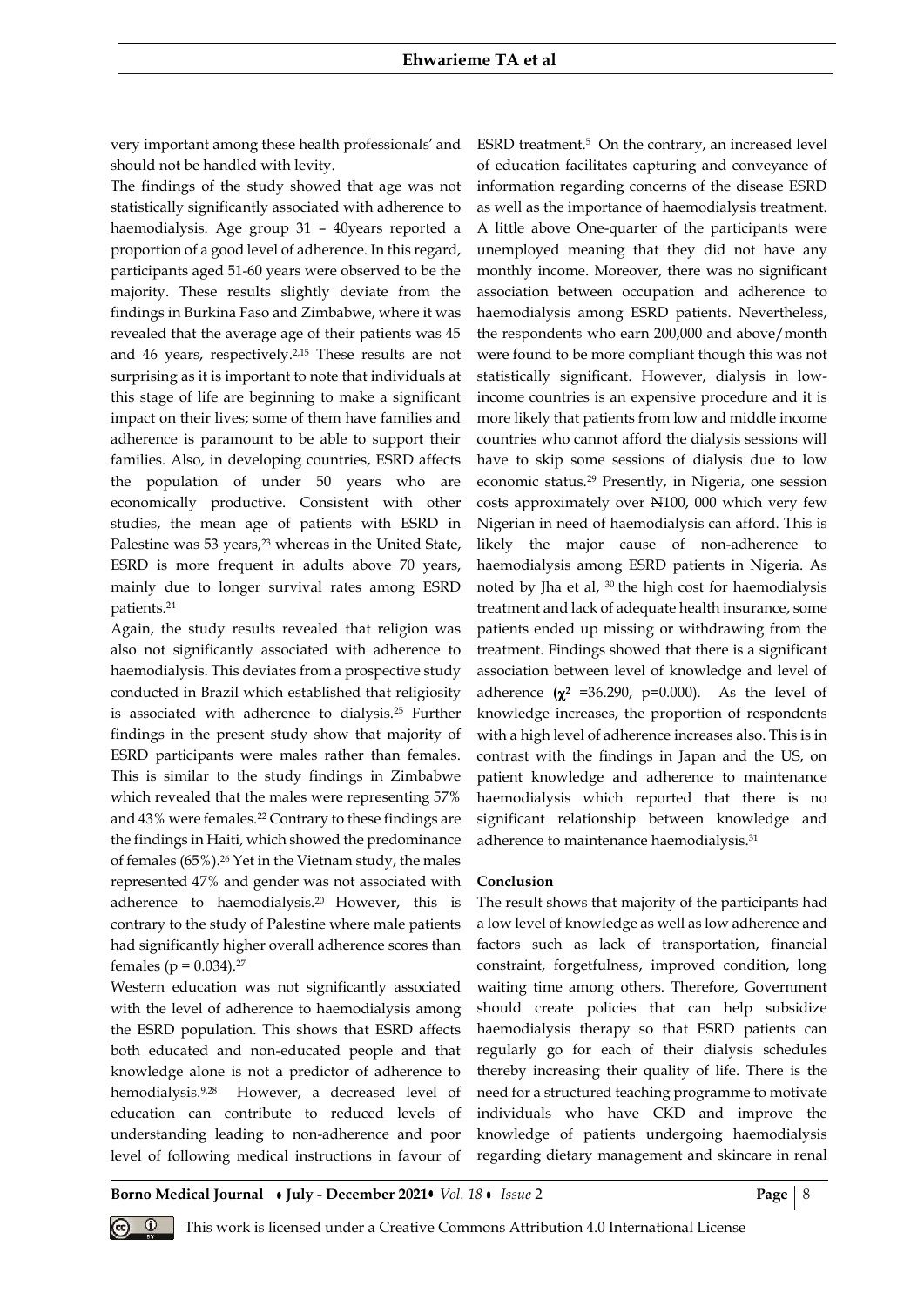very important among these health professionals' and should not be handled with levity.

The findings of the study showed that age was not statistically significantly associated with adherence to haemodialysis. Age group 31 – 40years reported a proportion of a good level of adherence. In this regard, participants aged 51-60 years were observed to be the majority. These results slightly deviate from the findings in Burkina Faso and Zimbabwe, where it was revealed that the average age of their patients was 45 and 46 years, respectively.[2,15] These results are not surprising as it is important to note that individuals at this stage of life are beginning to make a significant impact on their lives; some of them have families and adherence is paramount to be able to support their families. Also, in developing countries, ESRD affects the population of under 50 years who are economically productive. Consistent with other studies, the mean age of patients with ESRD in Palestine was 53 years,[23] whereas in the United State, ESRD is more frequent in adults above 70 years, mainly due to longer survival rates among ESRD patients.[24]

Again, the study results revealed that religion was also not significantly associated with adherence to haemodialysis. This deviates from a prospective study conducted in Brazil which established that religiosity is associated with adherence to dialysis.[25] Further findings in the present study show that majority of ESRD participants were males rather than females. This is similar to the study findings in Zimbabwe which revealed that the males were representing 57% and 43% were females.[22] Contrary to these findings are the findings in Haiti, which showed the predominance of females (65%).[26] Yet in the Vietnam study, the males represented 47% and gender was not associated with adherence to haemodialysis.[20] However, this is contrary to the study of Palestine where male patients had significantly higher overall adherence scores than females ($p = 0.034$).[27]

Western education was not significantly associated with the level of adherence to haemodialysis among the ESRD population. This shows that ESRD affects both educated and non-educated people and that knowledge alone is not a predictor of adherence to hemodialysis.[9,28] However, a decreased level of education can contribute to reduced levels of understanding leading to non-adherence and poor level of following medical instructions in favour of ESRD treatment.[5] On the contrary, an increased level of education facilitates capturing and conveyance of information regarding concerns of the disease ESRD as well as the importance of haemodialysis treatment. A little above One-quarter of the participants were unemployed meaning that they did not have any monthly income. Moreover, there was no significant association between occupation and adherence to haemodialysis among ESRD patients. Nevertheless, the respondents who earn 200,000 and above/month were found to be more compliant though this was not statistically significant. However, dialysis in low-income countries is an expensive procedure and it is more likely that patients from low and middle income countries who cannot afford the dialysis sessions will have to skip some sessions of dialysis due to low economic status.[29] Presently, in Nigeria, one session costs approximately over ₦100, 000 which very few Nigerian in need of haemodialysis can afford. This is likely the major cause of non-adherence to haemodialysis among ESRD patients in Nigeria. As noted by Jha et al, [30] the high cost for haemodialysis treatment and lack of adequate health insurance, some patients ended up missing or withdrawing from the treatment. Findings showed that there is a significant association between level of knowledge and level of adherence ($\chi^2$ =36.290, p=0.000). As the level of knowledge increases, the proportion of respondents with a high level of adherence increases also. This is in contrast with the findings in Japan and the US, on patient knowledge and adherence to maintenance haemodialysis which reported that there is no significant relationship between knowledge and adherence to maintenance haemodialysis.[31]

## Conclusion

The result shows that majority of the participants had a low level of knowledge as well as low adherence and factors such as lack of transportation, financial constraint, forgetfulness, improved condition, long waiting time among others. Therefore, Government should create policies that can help subsidize haemodialysis therapy so that ESRD patients can regularly go for each of their dialysis schedules thereby increasing their quality of life. There is the need for a structured teaching programme to motivate individuals who have CKD and improve the knowledge of patients undergoing haemodialysis regarding dietary management and skincare in renal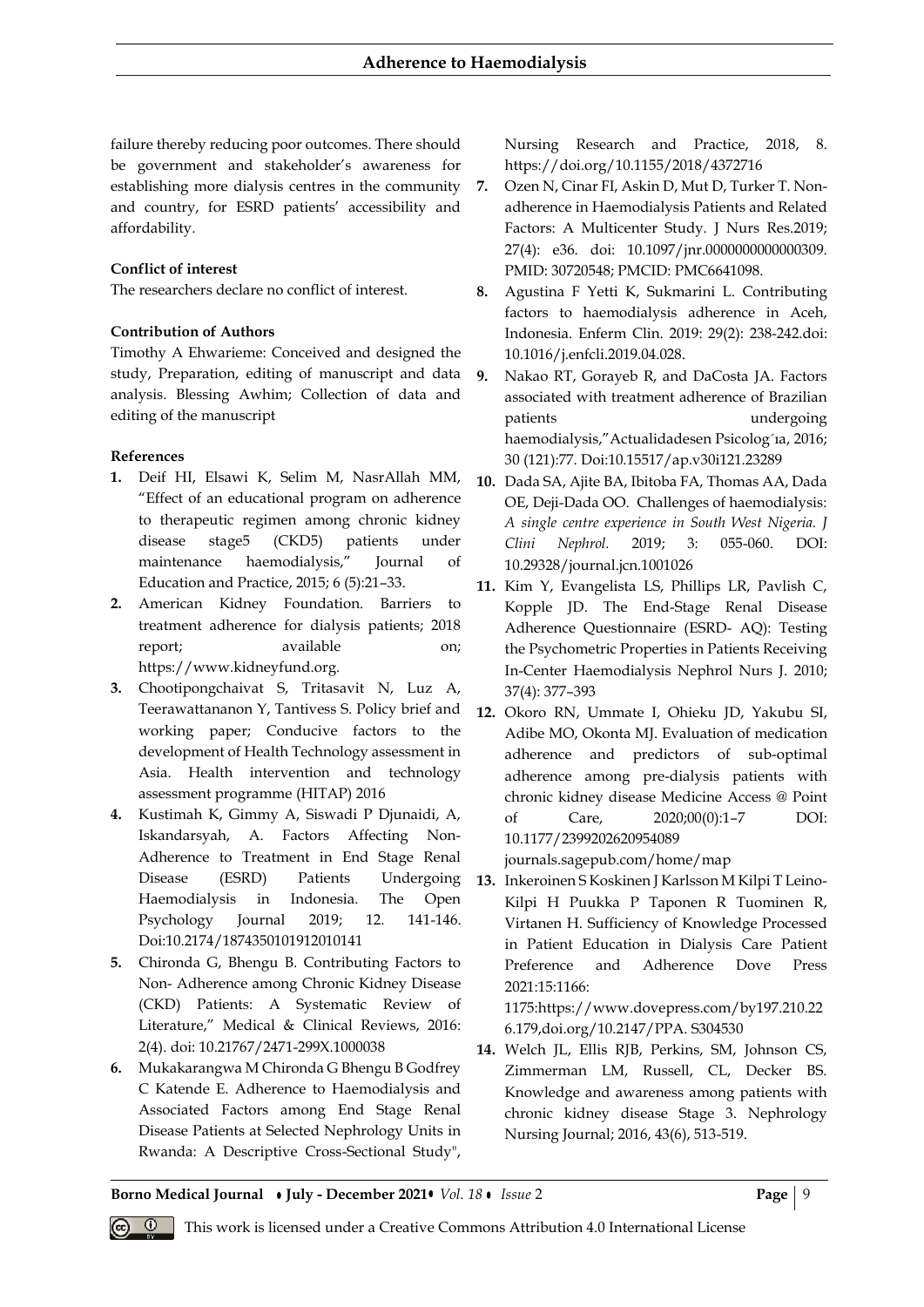failure thereby reducing poor outcomes. There should be government and stakeholder's awareness for establishing more dialysis centres in the community and country, for ESRD patients' accessibility and affordability.

**Conflict of interest**

The researchers declare no conflict of interest.

**Contribution of Authors**

Timothy A Ehwarieme: Conceived and designed the study, Preparation, editing of manuscript and data analysis. Blessing Awhim; Collection of data and editing of the manuscript

**References**

1. Deif HI, Elsawi K, Selim M, NasrAllah MM, "Effect of an educational program on adherence to therapeutic regimen among chronic kidney disease stage5 (CKD5) patients under maintenance haemodialysis," Journal of Education and Practice, 2015; 6 (5):21–33.
2. American Kidney Foundation. Barriers to treatment adherence for dialysis patients; 2018 report; available on; https://www.kidneyfund.org.
3. Chootipongchaivat S, Tritasavit N, Luz A, Teerawattananon Y, Tantivess S. Policy brief and working paper; Conducive factors to the development of Health Technology assessment in Asia. Health intervention and technology assessment programme (HITAP) 2016
4. Kustimah K, Gimmy A, Siswadi P Djunaidi, A, Iskandarsyah, A. Factors Affecting Non-Adherence to Treatment in End Stage Renal Disease (ESRD) Patients Undergoing Haemodialysis in Indonesia. The Open Psychology Journal 2019; 12. 141-146. Doi:10.2174/1874350101912010141
5. Chironda G, Bhengu B. Contributing Factors to Non- Adherence among Chronic Kidney Disease (CKD) Patients: A Systematic Review of Literature," Medical & Clinical Reviews, 2016: 2(4). doi: 10.21767/2471-299X.1000038
6. Mukakarangwa M Chironda G Bhengu B Godfrey C Katende E. Adherence to Haemodialysis and Associated Factors among End Stage Renal Disease Patients at Selected Nephrology Units in Rwanda: A Descriptive Cross-Sectional Study", Nursing Research and Practice, 2018, 8. https://doi.org/10.1155/2018/4372716
7. Ozen N, Cinar FI, Askin D, Mut D, Turker T. Non-adherence in Haemodialysis Patients and Related Factors: A Multicenter Study. J Nurs Res.2019; 27(4): e36. doi: 10.1097/jnr.0000000000000309. PMID: 30720548; PMCID: PMC6641098.
8. Agustina F Yetti K, Sukmarini L. Contributing factors to haemodialysis adherence in Aceh, Indonesia. Enferm Clin. 2019: 29(2): 238-242.doi: 10.1016/j.enfcli.2019.04.028.
9. Nakao RT, Gorayeb R, and DaCosta JA. Factors associated with treatment adherence of Brazilian patients undergoing haemodialysis,"Actualidadesen Psicolog´ıa, 2016; 30 (121):77. Doi:10.15517/ap.v30i121.23289
10. Dada SA, Ajite BA, Ibitoba FA, Thomas AA, Dada OE, Deji-Dada OO. Challenges of haemodialysis: *A single centre experience in South West Nigeria. J Clini Nephrol.* 2019; 3: 055-060. DOI: 10.29328/journal.jcn.1001026
11. Kim Y, Evangelista LS, Phillips LR, Pavlish C, Kopple JD. The End-Stage Renal Disease Adherence Questionnaire (ESRD- AQ): Testing the Psychometric Properties in Patients Receiving In-Center Haemodialysis Nephrol Nurs J. 2010; 37(4): 377–393
12. Okoro RN, Ummate I, Ohieku JD, Yakubu SI, Adibe MO, Okonta MJ. Evaluation of medication adherence and predictors of sub-optimal adherence among pre-dialysis patients with chronic kidney disease Medicine Access @ Point of Care, 2020;00(0):1–7 DOI: 10.1177/2399202620954089 journals.sagepub.com/home/map
13. Inkeroinen S Koskinen J Karlsson M Kilpi T Leino-Kilpi H Puukka P Taponen R Tuominen R, Virtanen H. Sufficiency of Knowledge Processed in Patient Education in Dialysis Care Patient Preference and Adherence Dove Press 2021:15:1166: 1175:https://www.dovepress.com/by197.210.226.179,doi.org/10.2147/PPA. S304530
14. Welch JL, Ellis RJB, Perkins, SM, Johnson CS, Zimmerman LM, Russell, CL, Decker BS. Knowledge and awareness among patients with chronic kidney disease Stage 3. Nephrology Nursing Journal; 2016, 43(6), 513-519.

This work is licensed under a Creative Commons Attribution 4.0 International License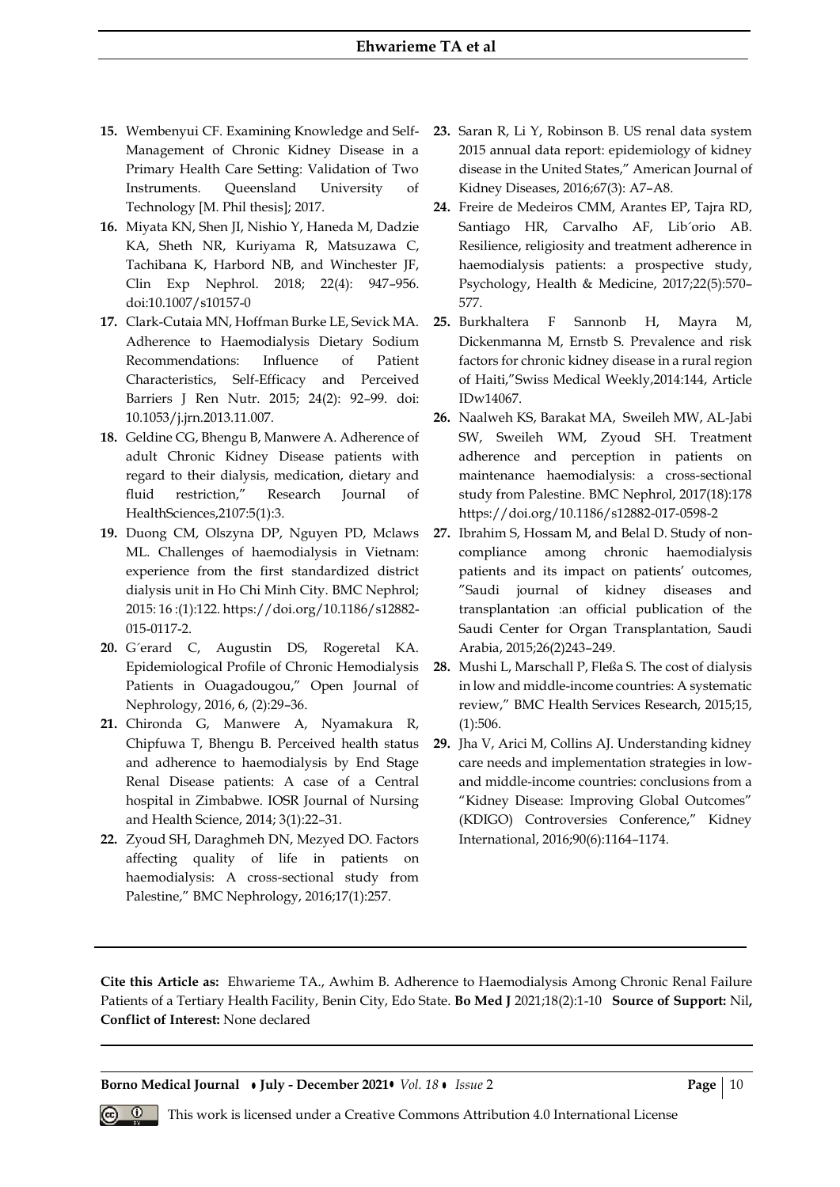15. Wembenyui CF. Examining Knowledge and Self-Management of Chronic Kidney Disease in a Primary Health Care Setting: Validation of Two Instruments. Queensland University of Technology [M. Phil thesis]; 2017.
16. Miyata KN, Shen JI, Nishio Y, Haneda M, Dadzie KA, Sheth NR, Kuriyama R, Matsuzawa C, Tachibana K, Harbord NB, and Winchester JF, Clin Exp Nephrol. 2018; 22(4): 947–956. doi:10.1007/s10157-0
17. Clark-Cutaia MN, Hoffman Burke LE, Sevick MA. Adherence to Haemodialysis Dietary Sodium Recommendations: Influence of Patient Characteristics, Self-Efficacy and Perceived Barriers J Ren Nutr. 2015; 24(2): 92–99. doi: 10.1053/j.jrn.2013.11.007.
18. Geldine CG, Bhengu B, Manwere A. Adherence of adult Chronic Kidney Disease patients with regard to their dialysis, medication, dietary and fluid restriction," Research Journal of HealthSciences,2107:5(1):3.
19. Duong CM, Olszyna DP, Nguyen PD, Mclaws ML. Challenges of haemodialysis in Vietnam: experience from the first standardized district dialysis unit in Ho Chi Minh City. BMC Nephrol; 2015: 16 :(1):122. https://doi.org/10.1186/s12882-015-0117-2.
20. G´erard C, Augustin DS, Rogeretal KA. Epidemiological Profile of Chronic Hemodialysis Patients in Ouagadougou," Open Journal of Nephrology, 2016, 6, (2):29–36.
21. Chironda G, Manwere A, Nyamakura R, Chipfuwa T, Bhengu B. Perceived health status and adherence to haemodialysis by End Stage Renal Disease patients: A case of a Central hospital in Zimbabwe. IOSR Journal of Nursing and Health Science, 2014; 3(1):22–31.
22. Zyoud SH, Daraghmeh DN, Mezyed DO. Factors affecting quality of life in patients on haemodialysis: A cross-sectional study from Palestine," BMC Nephrology, 2016;17(1):257.
23. Saran R, Li Y, Robinson B. US renal data system 2015 annual data report: epidemiology of kidney disease in the United States," American Journal of Kidney Diseases, 2016;67(3): A7–A8.
24. Freire de Medeiros CMM, Arantes EP, Tajra RD, Santiago HR, Carvalho AF, Lib´orio AB. Resilience, religiosity and treatment adherence in haemodialysis patients: a prospective study, Psychology, Health & Medicine, 2017;22(5):570–577.
25. Burkhaltera F Sannonb H, Mayra M, Dickenmanna M, Ernstb S. Prevalence and risk factors for chronic kidney disease in a rural region of Haiti,"Swiss Medical Weekly,2014:144, Article IDw14067.
26. Naalweh KS, Barakat MA, Sweileh MW, AL-Jabi SW, Sweileh WM, Zyoud SH. Treatment adherence and perception in patients on maintenance haemodialysis: a cross-sectional study from Palestine. BMC Nephrol, 2017(18):178 https://doi.org/10.1186/s12882-017-0598-2
27. Ibrahim S, Hossam M, and Belal D. Study of non-compliance among chronic haemodialysis patients and its impact on patients' outcomes, "Saudi journal of kidney diseases and transplantation :an official publication of the Saudi Center for Organ Transplantation, Saudi Arabia, 2015;26(2)243–249.
28. Mushi L, Marschall P, Fleßa S. The cost of dialysis in low and middle-income countries: A systematic review," BMC Health Services Research, 2015;15,(1):506.
29. Jha V, Arici M, Collins AJ. Understanding kidney care needs and implementation strategies in low-and middle-income countries: conclusions from a "Kidney Disease: Improving Global Outcomes" (KDIGO) Controversies Conference," Kidney International, 2016;90(6):1164–1174.

**Cite this Article as:** Ehwarieme TA., Awhim B. Adherence to Haemodialysis Among Chronic Renal Failure Patients of a Tertiary Health Facility, Benin City, Edo State. **Bo Med J** 2021;18(2):1-10 **Source of Support:** Nil**, Conflict of Interest:** None declared

This work is licensed under a Creative Commons Attribution 4.0 International License